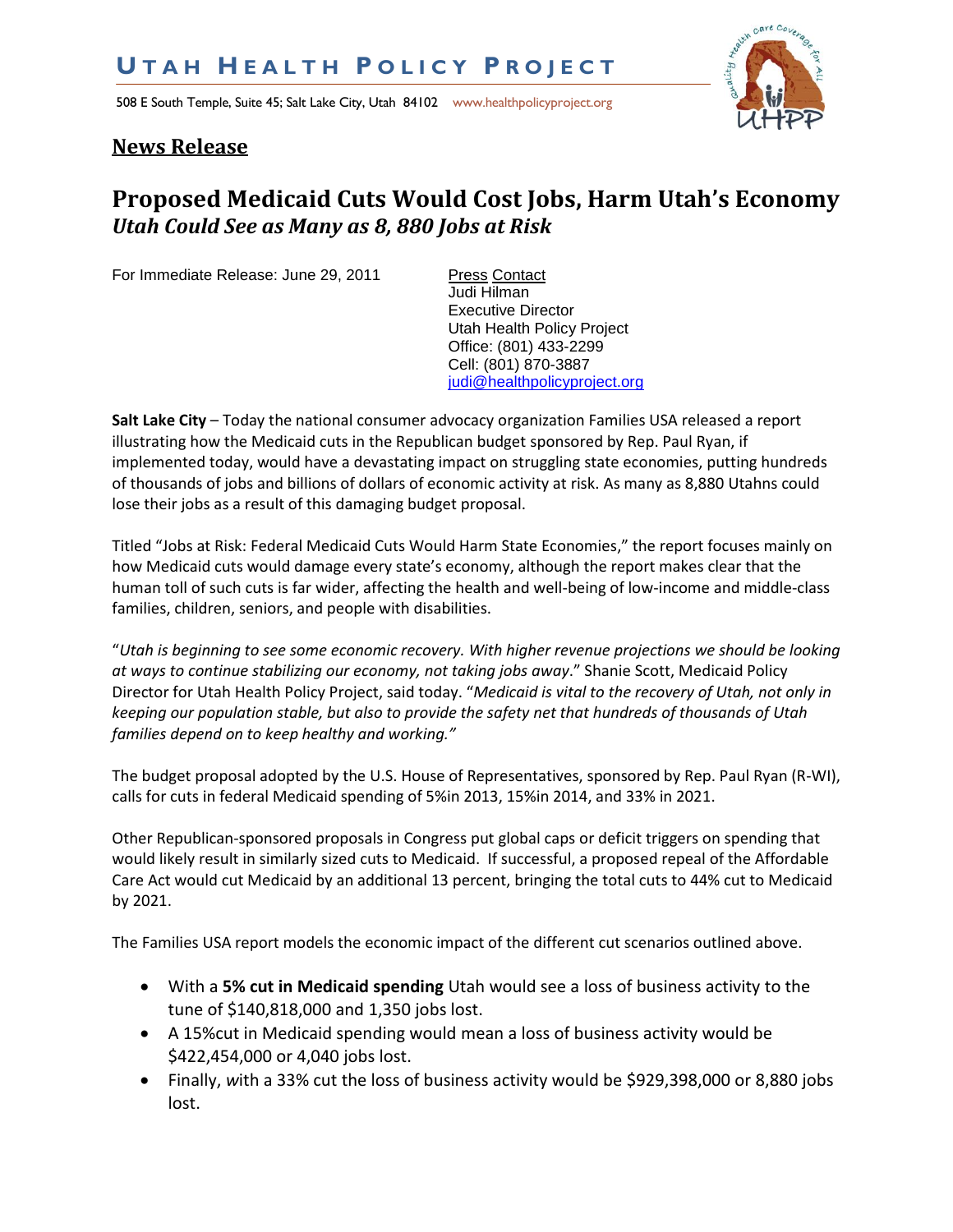# UTAH HEALTH POLICY PROJECT

508 E South Temple, Suite 45; Salt Lake City, Utah 84102 www.healthpolicyproject.org

## News Release

# Proposed Medicaid Cuts Would Cost Jobs, Harm Utah's Economy
## *Utah Could See as Many as 8, 880 Jobs at Risk*

For Immediate Release: June 29, 2011

Press Contact
Judi Hilman
Executive Director
Utah Health Policy Project
Office: (801) 433-2299
Cell: (801) 870-3887
judi@healthpolicyproject.org

**Salt Lake City** – Today the national consumer advocacy organization Families USA released a report illustrating how the Medicaid cuts in the Republican budget sponsored by Rep. Paul Ryan, if implemented today, would have a devastating impact on struggling state economies, putting hundreds of thousands of jobs and billions of dollars of economic activity at risk. As many as 8,880 Utahns could lose their jobs as a result of this damaging budget proposal.

Titled "Jobs at Risk: Federal Medicaid Cuts Would Harm State Economies," the report focuses mainly on how Medicaid cuts would damage every state's economy, although the report makes clear that the human toll of such cuts is far wider, affecting the health and well-being of low-income and middle-class families, children, seniors, and people with disabilities.

"*Utah is beginning to see some economic recovery. With higher revenue projections we should be looking at ways to continue stabilizing our economy, not taking jobs away*." Shanie Scott, Medicaid Policy Director for Utah Health Policy Project, said today. "*Medicaid is vital to the recovery of Utah, not only in keeping our population stable, but also to provide the safety net that hundreds of thousands of Utah families depend on to keep healthy and working."*

The budget proposal adopted by the U.S. House of Representatives, sponsored by Rep. Paul Ryan (R-WI), calls for cuts in federal Medicaid spending of 5%in 2013, 15%in 2014, and 33% in 2021.

Other Republican-sponsored proposals in Congress put global caps or deficit triggers on spending that would likely result in similarly sized cuts to Medicaid. If successful, a proposed repeal of the Affordable Care Act would cut Medicaid by an additional 13 percent, bringing the total cuts to 44% cut to Medicaid by 2021.

The Families USA report models the economic impact of the different cut scenarios outlined above.

- With a **5% cut in Medicaid spending** Utah would see a loss of business activity to the tune of $140,818,000 and 1,350 jobs lost.
- A 15%cut in Medicaid spending would mean a loss of business activity would be $422,454,000 or 4,040 jobs lost.
- Finally, *w*ith a 33% cut the loss of business activity would be $929,398,000 or 8,880 jobs lost.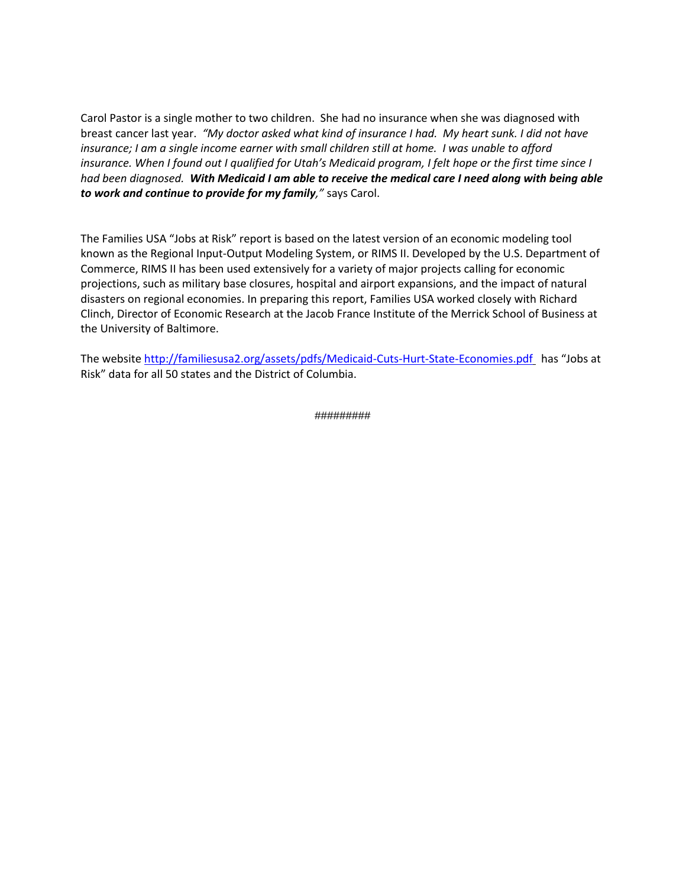Carol Pastor is a single mother to two children. She had no insurance when she was diagnosed with breast cancer last year. *"My doctor asked what kind of insurance I had. My heart sunk. I did not have insurance; I am a single income earner with small children still at home. I was unable to afford insurance. When I found out I qualified for Utah's Medicaid program, I felt hope or the first time since I had been diagnosed.* ***With Medicaid I am able to receive the medical care I need along with being able to work and continue to provide for my family,"*** says Carol.

The Families USA "Jobs at Risk" report is based on the latest version of an economic modeling tool known as the Regional Input-Output Modeling System, or RIMS II. Developed by the U.S. Department of Commerce, RIMS II has been used extensively for a variety of major projects calling for economic projections, such as military base closures, hospital and airport expansions, and the impact of natural disasters on regional economies. In preparing this report, Families USA worked closely with Richard Clinch, Director of Economic Research at the Jacob France Institute of the Merrick School of Business at the University of Baltimore.

The website [http://familiesusa2.org/assets/pdfs/Medicaid-Cuts-Hurt-State-Economies.pdf](http://familiesusa2.org/assets/pdfs/Medicaid-Cuts-Hurt-State-Economies.pdf) has "Jobs at Risk" data for all 50 states and the District of Columbia.

#########